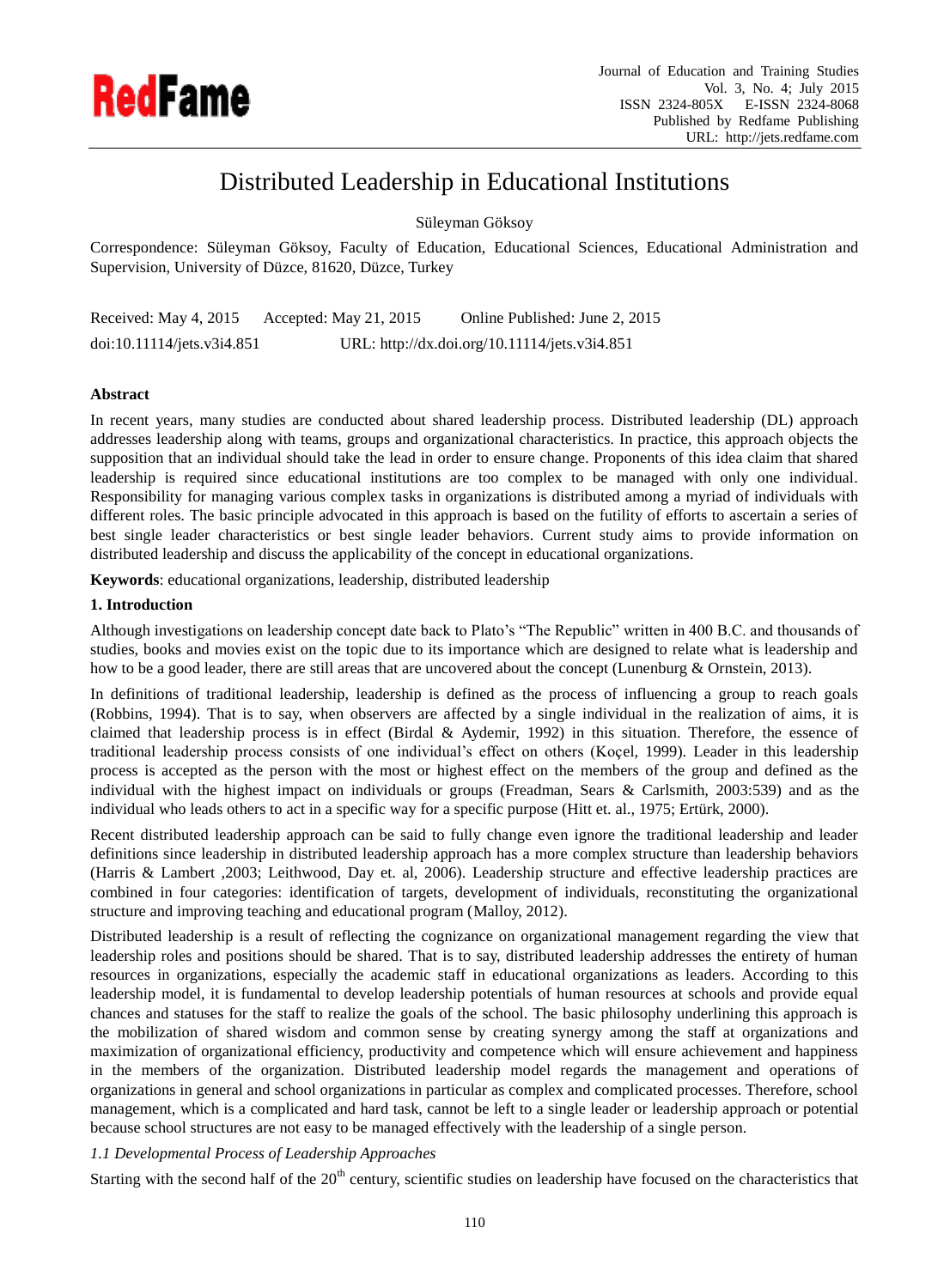# Distributed Leadership in Educational Institutions

Süleyman Göksoy

Correspondence: Süleyman Göksoy, Faculty of Education, Educational Sciences, Educational Administration and Supervision, University of Düzce, 81620, Düzce, Turkey

Received: May 4, 2015 Accepted: May 21, 2015 Online Published: June 2, 2015

doi:10.11114/jets.v3i4.851 URL: http://dx.doi.org/10.11114/jets.v3i4.851

## Abstract

In recent years, many studies are conducted about shared leadership process. Distributed leadership (DL) approach addresses leadership along with teams, groups and organizational characteristics. In practice, this approach objects the supposition that an individual should take the lead in order to ensure change. Proponents of this idea claim that shared leadership is required since educational institutions are too complex to be managed with only one individual. Responsibility for managing various complex tasks in organizations is distributed among a myriad of individuals with different roles. The basic principle advocated in this approach is based on the futility of efforts to ascertain a series of best single leader characteristics or best single leader behaviors. Current study aims to provide information on distributed leadership and discuss the applicability of the concept in educational organizations.

**Keywords**: educational organizations, leadership, distributed leadership

## 1. Introduction

Although investigations on leadership concept date back to Plato's "The Republic" written in 400 B.C. and thousands of studies, books and movies exist on the topic due to its importance which are designed to relate what is leadership and how to be a good leader, there are still areas that are uncovered about the concept (Lunenburg & Ornstein, 2013).

In definitions of traditional leadership, leadership is defined as the process of influencing a group to reach goals (Robbins, 1994). That is to say, when observers are affected by a single individual in the realization of aims, it is claimed that leadership process is in effect (Birdal & Aydemir, 1992) in this situation. Therefore, the essence of traditional leadership process consists of one individual's effect on others (Koçel, 1999). Leader in this leadership process is accepted as the person with the most or highest effect on the members of the group and defined as the individual with the highest impact on individuals or groups (Freadman, Sears & Carlsmith, 2003:539) and as the individual who leads others to act in a specific way for a specific purpose (Hitt et. al., 1975; Ertürk, 2000).

Recent distributed leadership approach can be said to fully change even ignore the traditional leadership and leader definitions since leadership in distributed leadership approach has a more complex structure than leadership behaviors (Harris & Lambert ,2003; Leithwood, Day et. al, 2006). Leadership structure and effective leadership practices are combined in four categories: identification of targets, development of individuals, reconstituting the organizational structure and improving teaching and educational program (Malloy, 2012).

Distributed leadership is a result of reflecting the cognizance on organizational management regarding the view that leadership roles and positions should be shared. That is to say, distributed leadership addresses the entirety of human resources in organizations, especially the academic staff in educational organizations as leaders. According to this leadership model, it is fundamental to develop leadership potentials of human resources at schools and provide equal chances and statuses for the staff to realize the goals of the school. The basic philosophy underlining this approach is the mobilization of shared wisdom and common sense by creating synergy among the staff at organizations and maximization of organizational efficiency, productivity and competence which will ensure achievement and happiness in the members of the organization. Distributed leadership model regards the management and operations of organizations in general and school organizations in particular as complex and complicated processes. Therefore, school management, which is a complicated and hard task, cannot be left to a single leader or leadership approach or potential because school structures are not easy to be managed effectively with the leadership of a single person.

### *1.1 Developmental Process of Leadership Approaches*

Starting with the second half of the 20th century, scientific studies on leadership have focused on the characteristics that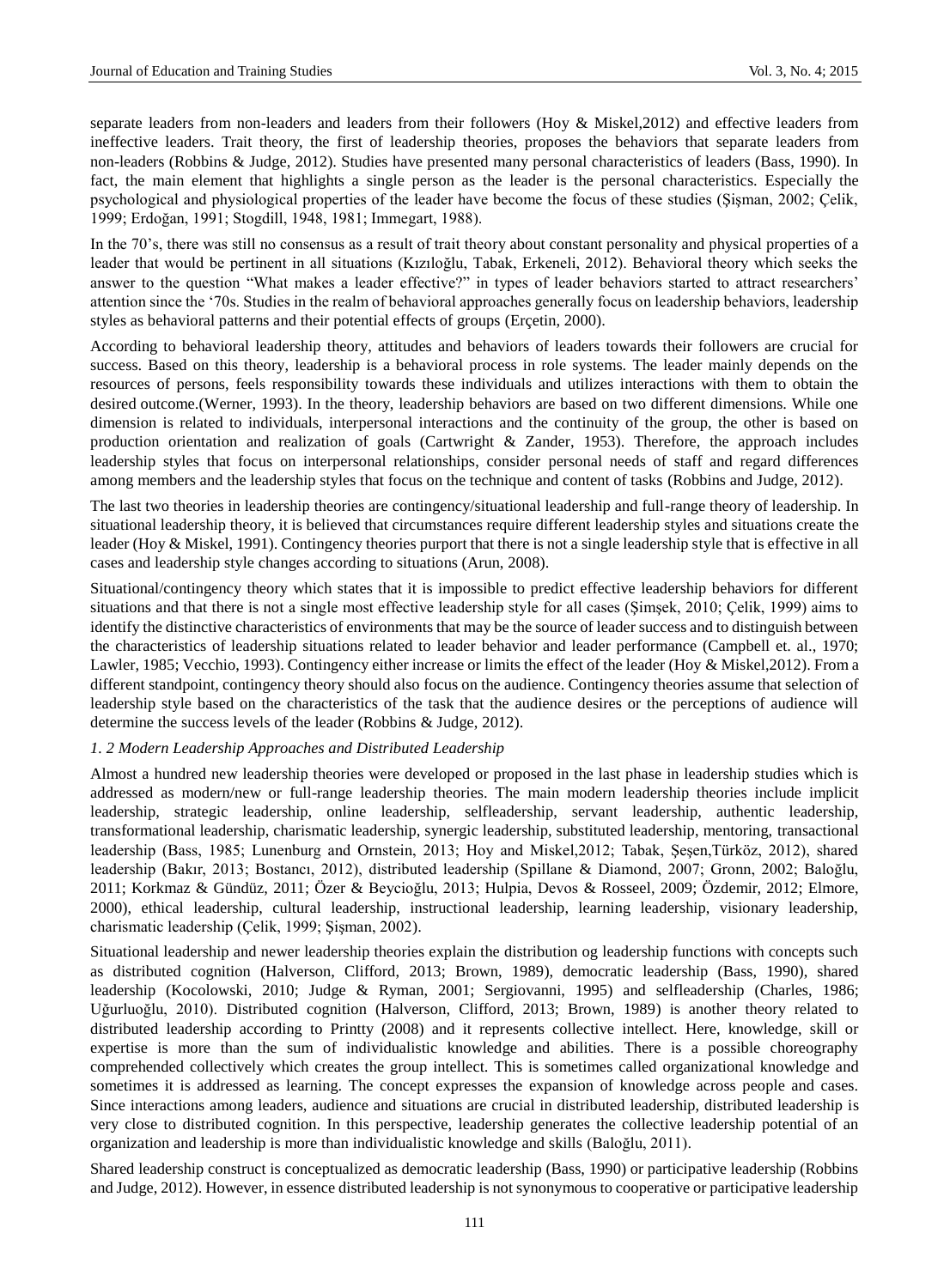separate leaders from non-leaders and leaders from their followers (Hoy & Miskel,2012) and effective leaders from ineffective leaders. Trait theory, the first of leadership theories, proposes the behaviors that separate leaders from non-leaders (Robbins & Judge, 2012). Studies have presented many personal characteristics of leaders (Bass, 1990). In fact, the main element that highlights a single person as the leader is the personal characteristics. Especially the psychological and physiological properties of the leader have become the focus of these studies (Şişman, 2002; Çelik, 1999; Erdoğan, 1991; Stogdill, 1948, 1981; Immegart, 1988).

In the 70's, there was still no consensus as a result of trait theory about constant personality and physical properties of a leader that would be pertinent in all situations (Kızıloğlu, Tabak, Erkeneli, 2012). Behavioral theory which seeks the answer to the question "What makes a leader effective?" in types of leader behaviors started to attract researchers' attention since the '70s. Studies in the realm of behavioral approaches generally focus on leadership behaviors, leadership styles as behavioral patterns and their potential effects of groups (Erçetin, 2000).

According to behavioral leadership theory, attitudes and behaviors of leaders towards their followers are crucial for success. Based on this theory, leadership is a behavioral process in role systems. The leader mainly depends on the resources of persons, feels responsibility towards these individuals and utilizes interactions with them to obtain the desired outcome.(Werner, 1993). In the theory, leadership behaviors are based on two different dimensions. While one dimension is related to individuals, interpersonal interactions and the continuity of the group, the other is based on production orientation and realization of goals (Cartwright & Zander, 1953). Therefore, the approach includes leadership styles that focus on interpersonal relationships, consider personal needs of staff and regard differences among members and the leadership styles that focus on the technique and content of tasks (Robbins and Judge, 2012).

The last two theories in leadership theories are contingency/situational leadership and full-range theory of leadership. In situational leadership theory, it is believed that circumstances require different leadership styles and situations create the leader (Hoy & Miskel, 1991). Contingency theories purport that there is not a single leadership style that is effective in all cases and leadership style changes according to situations (Arun, 2008).

Situational/contingency theory which states that it is impossible to predict effective leadership behaviors for different situations and that there is not a single most effective leadership style for all cases (Şimşek, 2010; Çelik, 1999) aims to identify the distinctive characteristics of environments that may be the source of leader success and to distinguish between the characteristics of leadership situations related to leader behavior and leader performance (Campbell et. al., 1970; Lawler, 1985; Vecchio, 1993). Contingency either increase or limits the effect of the leader (Hoy & Miskel,2012). From a different standpoint, contingency theory should also focus on the audience. Contingency theories assume that selection of leadership style based on the characteristics of the task that the audience desires or the perceptions of audience will determine the success levels of the leader (Robbins & Judge, 2012).

### *1. 2 Modern Leadership Approaches and Distributed Leadership*

Almost a hundred new leadership theories were developed or proposed in the last phase in leadership studies which is addressed as modern/new or full-range leadership theories. The main modern leadership theories include implicit leadership, strategic leadership, online leadership, selfleadership, servant leadership, authentic leadership, transformational leadership, charismatic leadership, synergic leadership, substituted leadership, mentoring, transactional leadership (Bass, 1985; Lunenburg and Ornstein, 2013; Hoy and Miskel,2012; Tabak, Şeşen,Türköz, 2012), shared leadership (Bakır, 2013; Bostancı, 2012), distributed leadership (Spillane & Diamond, 2007; Gronn, 2002; Baloğlu, 2011; Korkmaz & Gündüz, 2011; Özer & Beycioğlu, 2013; Hulpia, Devos & Rosseel, 2009; Özdemir, 2012; Elmore, 2000), ethical leadership, cultural leadership, instructional leadership, learning leadership, visionary leadership, charismatic leadership (Çelik, 1999; Şişman, 2002).

Situational leadership and newer leadership theories explain the distribution og leadership functions with concepts such as distributed cognition (Halverson, Clifford, 2013; Brown, 1989), democratic leadership (Bass, 1990), shared leadership (Kocolowski, 2010; Judge & Ryman, 2001; Sergiovanni, 1995) and selfleadership (Charles, 1986; Uğurluoğlu, 2010). Distributed cognition (Halverson, Clifford, 2013; Brown, 1989) is another theory related to distributed leadership according to Printty (2008) and it represents collective intellect. Here, knowledge, skill or expertise is more than the sum of individualistic knowledge and abilities. There is a possible choreography comprehended collectively which creates the group intellect. This is sometimes called organizational knowledge and sometimes it is addressed as learning. The concept expresses the expansion of knowledge across people and cases. Since interactions among leaders, audience and situations are crucial in distributed leadership, distributed leadership is very close to distributed cognition. In this perspective, leadership generates the collective leadership potential of an organization and leadership is more than individualistic knowledge and skills (Baloğlu, 2011).

Shared leadership construct is conceptualized as democratic leadership (Bass, 1990) or participative leadership (Robbins and Judge, 2012). However, in essence distributed leadership is not synonymous to cooperative or participative leadership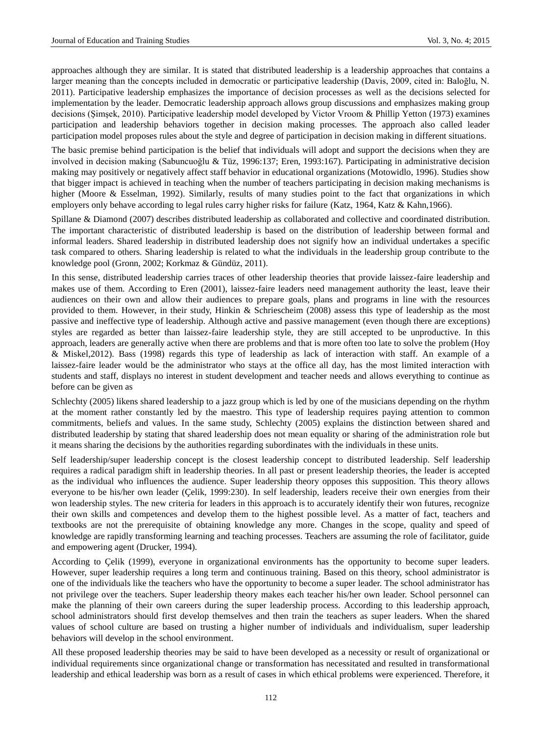approaches although they are similar. It is stated that distributed leadership is a leadership approaches that contains a larger meaning than the concepts included in democratic or participative leadership (Davis, 2009, cited in: Baloğlu, N. 2011). Participative leadership emphasizes the importance of decision processes as well as the decisions selected for implementation by the leader. Democratic leadership approach allows group discussions and emphasizes making group decisions (Şimşek, 2010). Participative leadership model developed by Victor Vroom & Phillip Yetton (1973) examines participation and leadership behaviors together in decision making processes. The approach also called leader participation model proposes rules about the style and degree of participation in decision making in different situations.

The basic premise behind participation is the belief that individuals will adopt and support the decisions when they are involved in decision making (Sabuncuoğlu & Tüz, 1996:137; Eren, 1993:167). Participating in administrative decision making may positively or negatively affect staff behavior in educational organizations (Motowidlo, 1996). Studies show that bigger impact is achieved in teaching when the number of teachers participating in decision making mechanisms is higher (Moore & Esselman, 1992). Similarly, results of many studies point to the fact that organizations in which employers only behave according to legal rules carry higher risks for failure (Katz, 1964, Katz & Kahn,1966).

Spillane & Diamond (2007) describes distributed leadership as collaborated and collective and coordinated distribution. The important characteristic of distributed leadership is based on the distribution of leadership between formal and informal leaders. Shared leadership in distributed leadership does not signify how an individual undertakes a specific task compared to others. Sharing leadership is related to what the individuals in the leadership group contribute to the knowledge pool (Gronn, 2002; Korkmaz & Gündüz, 2011).

In this sense, distributed leadership carries traces of other leadership theories that provide laissez-faire leadership and makes use of them. According to Eren (2001), laissez-faire leaders need management authority the least, leave their audiences on their own and allow their audiences to prepare goals, plans and programs in line with the resources provided to them. However, in their study, Hinkin & Schriescheim (2008) assess this type of leadership as the most passive and ineffective type of leadership. Although active and passive management (even though there are exceptions) styles are regarded as better than laissez-faire leadership style, they are still accepted to be unproductive. In this approach, leaders are generally active when there are problems and that is more often too late to solve the problem (Hoy & Miskel,2012). Bass (1998) regards this type of leadership as lack of interaction with staff. An example of a laissez-faire leader would be the administrator who stays at the office all day, has the most limited interaction with students and staff, displays no interest in student development and teacher needs and allows everything to continue as before can be given as

Schlechty (2005) likens shared leadership to a jazz group which is led by one of the musicians depending on the rhythm at the moment rather constantly led by the maestro. This type of leadership requires paying attention to common commitments, beliefs and values. In the same study, Schlechty (2005) explains the distinction between shared and distributed leadership by stating that shared leadership does not mean equality or sharing of the administration role but it means sharing the decisions by the authorities regarding subordinates with the individuals in these units.

Self leadership/super leadership concept is the closest leadership concept to distributed leadership. Self leadership requires a radical paradigm shift in leadership theories. In all past or present leadership theories, the leader is accepted as the individual who influences the audience. Super leadership theory opposes this supposition. This theory allows everyone to be his/her own leader (Çelik, 1999:230). In self leadership, leaders receive their own energies from their won leadership styles. The new criteria for leaders in this approach is to accurately identify their won futures, recognize their own skills and competences and develop them to the highest possible level. As a matter of fact, teachers and textbooks are not the prerequisite of obtaining knowledge any more. Changes in the scope, quality and speed of knowledge are rapidly transforming learning and teaching processes. Teachers are assuming the role of facilitator, guide and empowering agent (Drucker, 1994).

According to Çelik (1999), everyone in organizational environments has the opportunity to become super leaders. However, super leadership requires a long term and continuous training. Based on this theory, school administrator is one of the individuals like the teachers who have the opportunity to become a super leader. The school administrator has not privilege over the teachers. Super leadership theory makes each teacher his/her own leader. School personnel can make the planning of their own careers during the super leadership process. According to this leadership approach, school administrators should first develop themselves and then train the teachers as super leaders. When the shared values of school culture are based on trusting a higher number of individuals and individualism, super leadership behaviors will develop in the school environment.

All these proposed leadership theories may be said to have been developed as a necessity or result of organizational or individual requirements since organizational change or transformation has necessitated and resulted in transformational leadership and ethical leadership was born as a result of cases in which ethical problems were experienced. Therefore, it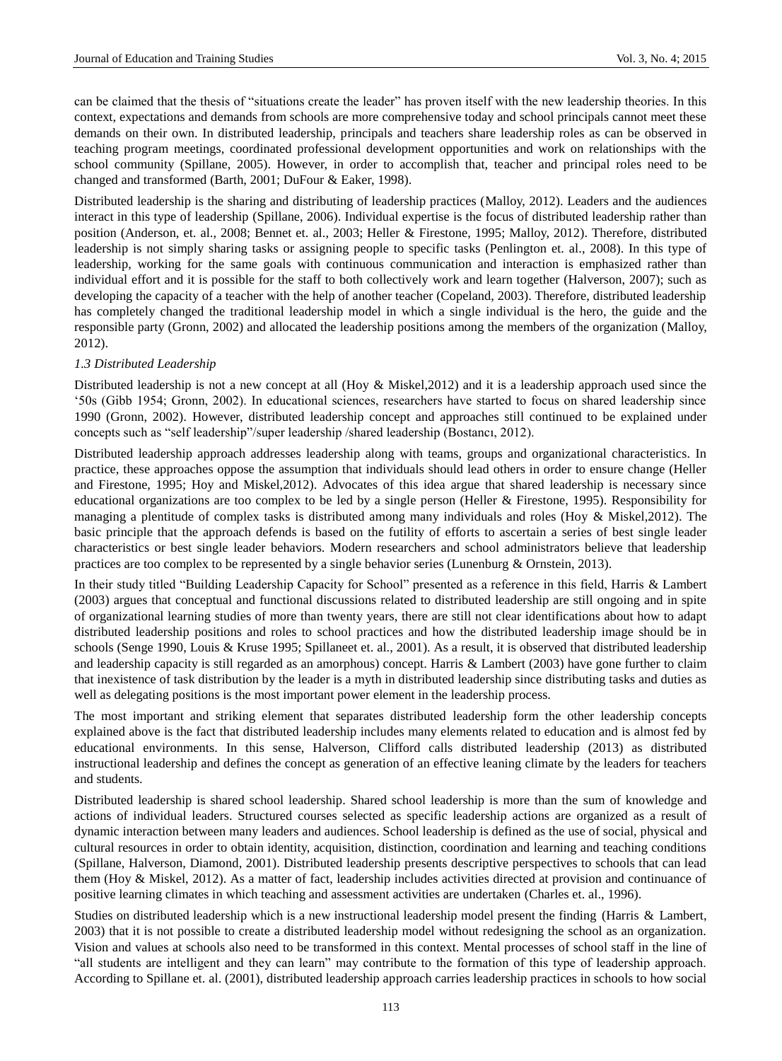can be claimed that the thesis of "situations create the leader" has proven itself with the new leadership theories. In this context, expectations and demands from schools are more comprehensive today and school principals cannot meet these demands on their own. In distributed leadership, principals and teachers share leadership roles as can be observed in teaching program meetings, coordinated professional development opportunities and work on relationships with the school community (Spillane, 2005). However, in order to accomplish that, teacher and principal roles need to be changed and transformed (Barth, 2001; DuFour & Eaker, 1998).

Distributed leadership is the sharing and distributing of leadership practices (Malloy, 2012). Leaders and the audiences interact in this type of leadership (Spillane, 2006). Individual expertise is the focus of distributed leadership rather than position (Anderson, et. al., 2008; Bennet et. al., 2003; Heller & Firestone, 1995; Malloy, 2012). Therefore, distributed leadership is not simply sharing tasks or assigning people to specific tasks (Penlington et. al., 2008). In this type of leadership, working for the same goals with continuous communication and interaction is emphasized rather than individual effort and it is possible for the staff to both collectively work and learn together (Halverson, 2007); such as developing the capacity of a teacher with the help of another teacher (Copeland, 2003). Therefore, distributed leadership has completely changed the traditional leadership model in which a single individual is the hero, the guide and the responsible party (Gronn, 2002) and allocated the leadership positions among the members of the organization (Malloy, 2012).

### *1.3 Distributed Leadership*

Distributed leadership is not a new concept at all (Hoy & Miskel,2012) and it is a leadership approach used since the '50s (Gibb 1954; Gronn, 2002). In educational sciences, researchers have started to focus on shared leadership since 1990 (Gronn, 2002). However, distributed leadership concept and approaches still continued to be explained under concepts such as "self leadership"/super leadership /shared leadership (Bostancı, 2012).

Distributed leadership approach addresses leadership along with teams, groups and organizational characteristics. In practice, these approaches oppose the assumption that individuals should lead others in order to ensure change (Heller and Firestone, 1995; Hoy and Miskel,2012). Advocates of this idea argue that shared leadership is necessary since educational organizations are too complex to be led by a single person (Heller & Firestone, 1995). Responsibility for managing a plentitude of complex tasks is distributed among many individuals and roles (Hoy & Miskel,2012). The basic principle that the approach defends is based on the futility of efforts to ascertain a series of best single leader characteristics or best single leader behaviors. Modern researchers and school administrators believe that leadership practices are too complex to be represented by a single behavior series (Lunenburg & Ornstein, 2013).

In their study titled "Building Leadership Capacity for School" presented as a reference in this field, Harris & Lambert (2003) argues that conceptual and functional discussions related to distributed leadership are still ongoing and in spite of organizational learning studies of more than twenty years, there are still not clear identifications about how to adapt distributed leadership positions and roles to school practices and how the distributed leadership image should be in schools (Senge 1990, Louis & Kruse 1995; Spillaneet et. al., 2001). As a result, it is observed that distributed leadership and leadership capacity is still regarded as an amorphous) concept. Harris & Lambert (2003) have gone further to claim that inexistence of task distribution by the leader is a myth in distributed leadership since distributing tasks and duties as well as delegating positions is the most important power element in the leadership process.

The most important and striking element that separates distributed leadership form the other leadership concepts explained above is the fact that distributed leadership includes many elements related to education and is almost fed by educational environments. In this sense, Halverson, Clifford calls distributed leadership (2013) as distributed instructional leadership and defines the concept as generation of an effective leaning climate by the leaders for teachers and students.

Distributed leadership is shared school leadership. Shared school leadership is more than the sum of knowledge and actions of individual leaders. Structured courses selected as specific leadership actions are organized as a result of dynamic interaction between many leaders and audiences. School leadership is defined as the use of social, physical and cultural resources in order to obtain identity, acquisition, distinction, coordination and learning and teaching conditions (Spillane, Halverson, Diamond, 2001). Distributed leadership presents descriptive perspectives to schools that can lead them (Hoy & Miskel, 2012). As a matter of fact, leadership includes activities directed at provision and continuance of positive learning climates in which teaching and assessment activities are undertaken (Charles et. al., 1996).

Studies on distributed leadership which is a new instructional leadership model present the finding (Harris & Lambert, 2003) that it is not possible to create a distributed leadership model without redesigning the school as an organization. Vision and values at schools also need to be transformed in this context. Mental processes of school staff in the line of "all students are intelligent and they can learn" may contribute to the formation of this type of leadership approach. According to Spillane et. al. (2001), distributed leadership approach carries leadership practices in schools to how social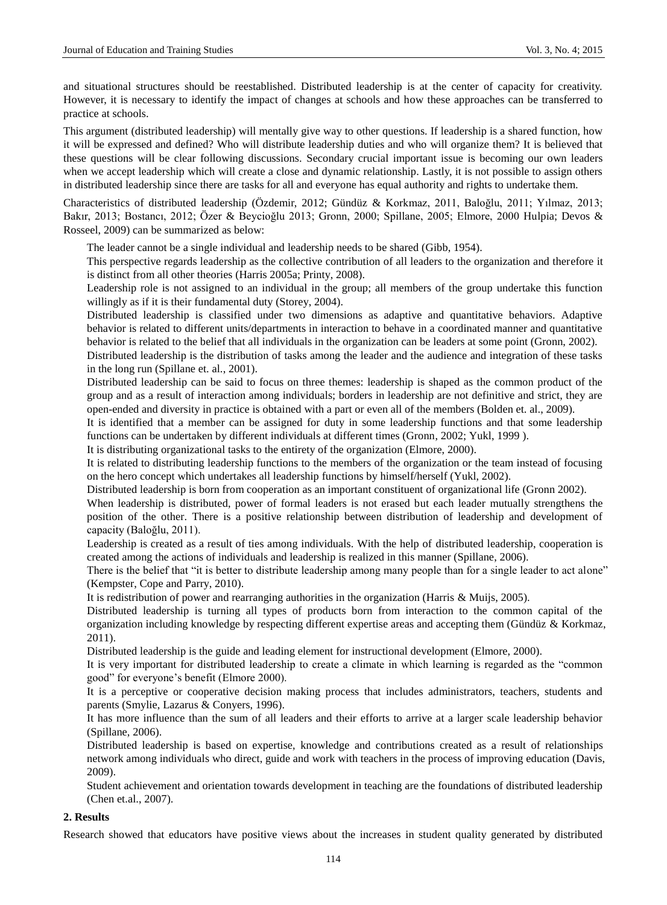and situational structures should be reestablished. Distributed leadership is at the center of capacity for creativity. However, it is necessary to identify the impact of changes at schools and how these approaches can be transferred to practice at schools.

This argument (distributed leadership) will mentally give way to other questions. If leadership is a shared function, how it will be expressed and defined? Who will distribute leadership duties and who will organize them? It is believed that these questions will be clear following discussions. Secondary crucial important issue is becoming our own leaders when we accept leadership which will create a close and dynamic relationship. Lastly, it is not possible to assign others in distributed leadership since there are tasks for all and everyone has equal authority and rights to undertake them.

Characteristics of distributed leadership (Özdemir, 2012; Gündüz & Korkmaz, 2011, Baloğlu, 2011; Yılmaz, 2013; Bakır, 2013; Bostancı, 2012; Özer & Beycioğlu 2013; Gronn, 2000; Spillane, 2005; Elmore, 2000 Hulpia; Devos & Rosseel, 2009) can be summarized as below:

The leader cannot be a single individual and leadership needs to be shared (Gibb, 1954).

This perspective regards leadership as the collective contribution of all leaders to the organization and therefore it is distinct from all other theories (Harris 2005a; Printy, 2008).

Leadership role is not assigned to an individual in the group; all members of the group undertake this function willingly as if it is their fundamental duty (Storey, 2004).

Distributed leadership is classified under two dimensions as adaptive and quantitative behaviors. Adaptive behavior is related to different units/departments in interaction to behave in a coordinated manner and quantitative behavior is related to the belief that all individuals in the organization can be leaders at some point (Gronn, 2002).

Distributed leadership is the distribution of tasks among the leader and the audience and integration of these tasks in the long run (Spillane et. al., 2001).

Distributed leadership can be said to focus on three themes: leadership is shaped as the common product of the group and as a result of interaction among individuals; borders in leadership are not definitive and strict, they are open-ended and diversity in practice is obtained with a part or even all of the members (Bolden et. al., 2009).

It is identified that a member can be assigned for duty in some leadership functions and that some leadership functions can be undertaken by different individuals at different times (Gronn, 2002; Yukl, 1999 ).

It is distributing organizational tasks to the entirety of the organization (Elmore, 2000).

It is related to distributing leadership functions to the members of the organization or the team instead of focusing on the hero concept which undertakes all leadership functions by himself/herself (Yukl, 2002).

Distributed leadership is born from cooperation as an important constituent of organizational life (Gronn 2002).

When leadership is distributed, power of formal leaders is not erased but each leader mutually strengthens the position of the other. There is a positive relationship between distribution of leadership and development of capacity (Baloğlu, 2011).

Leadership is created as a result of ties among individuals. With the help of distributed leadership, cooperation is created among the actions of individuals and leadership is realized in this manner (Spillane, 2006).

There is the belief that "it is better to distribute leadership among many people than for a single leader to act alone" (Kempster, Cope and Parry, 2010).

It is redistribution of power and rearranging authorities in the organization (Harris & Muijs, 2005).

Distributed leadership is turning all types of products born from interaction to the common capital of the organization including knowledge by respecting different expertise areas and accepting them (Gündüz & Korkmaz, 2011).

Distributed leadership is the guide and leading element for instructional development (Elmore, 2000).

It is very important for distributed leadership to create a climate in which learning is regarded as the "common good" for everyone's benefit (Elmore 2000).

It is a perceptive or cooperative decision making process that includes administrators, teachers, students and parents (Smylie, Lazarus & Conyers, 1996).

It has more influence than the sum of all leaders and their efforts to arrive at a larger scale leadership behavior (Spillane, 2006).

Distributed leadership is based on expertise, knowledge and contributions created as a result of relationships network among individuals who direct, guide and work with teachers in the process of improving education (Davis, 2009).

Student achievement and orientation towards development in teaching are the foundations of distributed leadership (Chen et.al., 2007).

## 2. Results

Research showed that educators have positive views about the increases in student quality generated by distributed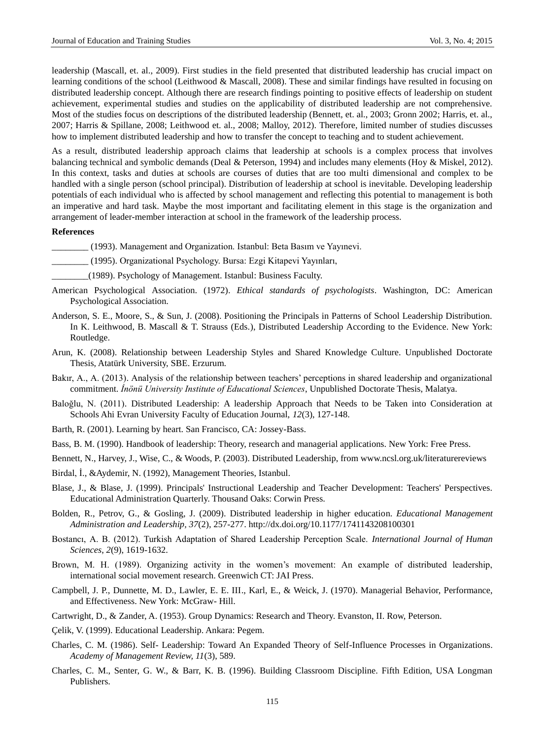leadership (Mascall, et. al., 2009). First studies in the field presented that distributed leadership has crucial impact on learning conditions of the school (Leithwood & Mascall, 2008). These and similar findings have resulted in focusing on distributed leadership concept. Although there are research findings pointing to positive effects of leadership on student achievement, experimental studies and studies on the applicability of distributed leadership are not comprehensive. Most of the studies focus on descriptions of the distributed leadership (Bennett, et. al., 2003; Gronn 2002; Harris, et. al., 2007; Harris & Spillane, 2008; Leithwood et. al., 2008; Malloy, 2012). Therefore, limited number of studies discusses how to implement distributed leadership and how to transfer the concept to teaching and to student achievement.

As a result, distributed leadership approach claims that leadership at schools is a complex process that involves balancing technical and symbolic demands (Deal & Peterson, 1994) and includes many elements (Hoy & Miskel, 2012). In this context, tasks and duties at schools are courses of duties that are too multi dimensional and complex to be handled with a single person (school principal). Distribution of leadership at school is inevitable. Developing leadership potentials of each individual who is affected by school management and reflecting this potential to management is both an imperative and hard task. Maybe the most important and facilitating element in this stage is the organization and arrangement of leader-member interaction at school in the framework of the leadership process.

**References**

________ (1993). Management and Organization. Istanbul: Beta Basım ve Yayınevi.

________ (1995). Organizational Psychology. Bursa: Ezgi Kitapevi Yayınları,

________(1989). Psychology of Management. Istanbul: Business Faculty.

American Psychological Association. (1972). *Ethical standards of psychologists*. Washington, DC: American Psychological Association.

Anderson, S. E., Moore, S., & Sun, J. (2008). Positioning the Principals in Patterns of School Leadership Distribution. In K. Leithwood, B. Mascall & T. Strauss (Eds.), Distributed Leadership According to the Evidence. New York: Routledge.

Arun, K. (2008). Relationship between Leadership Styles and Shared Knowledge Culture. Unpublished Doctorate Thesis, Atatürk University, SBE. Erzurum.

Bakır, A., A. (2013). Analysis of the relationship between teachers' perceptions in shared leadership and organizational commitment. *İnönü University Institute of Educational Sciences*, Unpublished Doctorate Thesis, Malatya.

Baloğlu, N. (2011). Distributed Leadership: A leadership Approach that Needs to be Taken into Consideration at Schools Ahi Evran University Faculty of Education Journal, *12*(3), 127-148.

Barth, R. (2001). Learning by heart. San Francisco, CA: Jossey-Bass.

Bass, B. M. (1990). Handbook of leadership: Theory, research and managerial applications. New York: Free Press.

Bennett, N., Harvey, J., Wise, C., & Woods, P. (2003). Distributed Leadership, from www.ncsl.org.uk/literaturereviews

Birdal, İ., &Aydemir, N. (1992), Management Theories, Istanbul.

Blase, J., & Blase, J. (1999). Principals' Instructional Leadership and Teacher Development: Teachers' Perspectives. Educational Administration Quarterly. Thousand Oaks: Corwin Press.

Bolden, R., Petrov, G., & Gosling, J. (2009). Distributed leadership in higher education. *Educational Management Administration and Leadership, 37*(2), 257-277. http://dx.doi.org/10.1177/1741143208100301

Bostancı, A. B. (2012). Turkish Adaptation of Shared Leadership Perception Scale. *International Journal of Human Sciences*, *2*(9), 1619-1632.

Brown, M. H. (1989). Organizing activity in the women's movement: An example of distributed leadership, international social movement research. Greenwich CT: JAI Press.

Campbell, J. P., Dunnette, M. D., Lawler, E. E. III., Karl, E., & Weick, J. (1970). Managerial Behavior, Performance, and Effectiveness. New York: McGraw- Hill.

Cartwright, D., & Zander, A. (1953). Group Dynamics: Research and Theory. Evanston, II. Row, Peterson.

Çelik, V. (1999). Educational Leadership. Ankara: Pegem.

Charles, C. M. (1986). Self- Leadership: Toward An Expanded Theory of Self-Influence Processes in Organizations. *Academy of Management Review, 11*(3), 589.

Charles, C. M., Senter, G. W., & Barr, K. B. (1996). Building Classroom Discipline. Fifth Edition, USA Longman Publishers.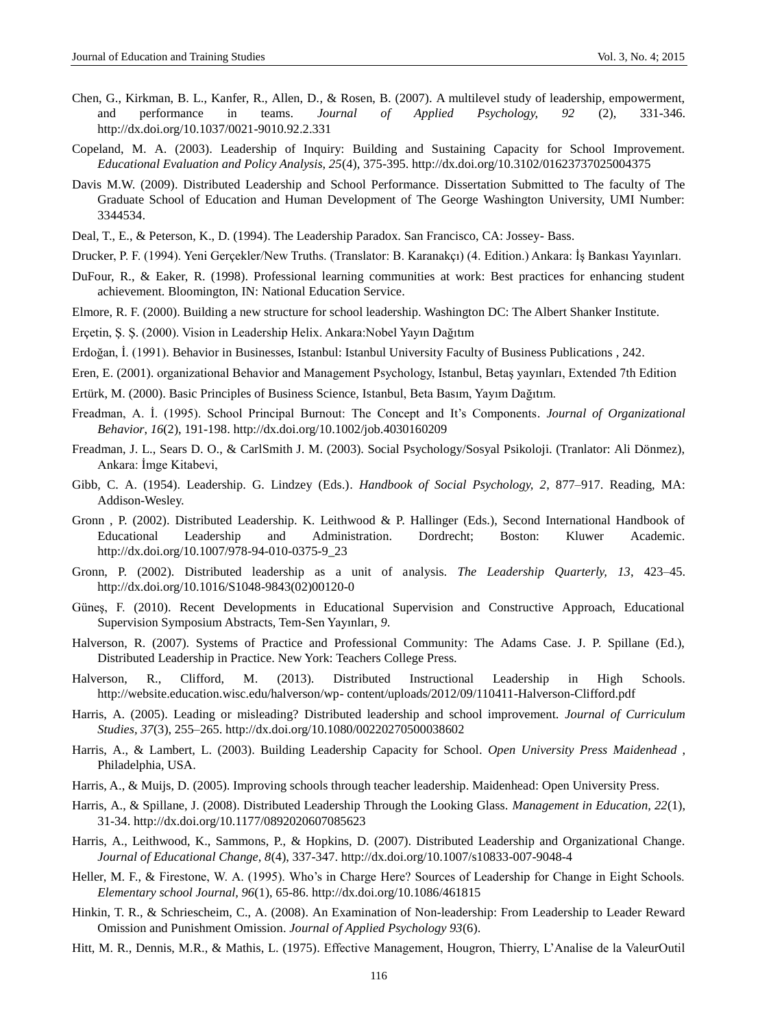Chen, G., Kirkman, B. L., Kanfer, R., Allen, D., & Rosen, B. (2007). A multilevel study of leadership, empowerment, and performance in teams. *Journal of Applied Psychology, 92* (2), 331-346. http://dx.doi.org/10.1037/0021-9010.92.2.331

Copeland, M. A. (2003). Leadership of Inquiry: Building and Sustaining Capacity for School Improvement. *Educational Evaluation and Policy Analysis, 25*(4), 375-395. http://dx.doi.org/10.3102/01623737025004375

Davis M.W. (2009). Distributed Leadership and School Performance. Dissertation Submitted to The faculty of The Graduate School of Education and Human Development of The George Washington University, UMI Number: 3344534.

Deal, T., E., & Peterson, K., D. (1994). The Leadership Paradox. San Francisco, CA: Jossey- Bass.

Drucker, P. F. (1994). Yeni Gerçekler/New Truths. (Translator: B. Karanakçı) (4. Edition.) Ankara: İş Bankası Yayınları.

DuFour, R., & Eaker, R. (1998). Professional learning communities at work: Best practices for enhancing student achievement. Bloomington, IN: National Education Service.

Elmore, R. F. (2000). Building a new structure for school leadership. Washington DC: The Albert Shanker Institute.

Erçetin, Ş. Ş. (2000). Vision in Leadership Helix. Ankara:Nobel Yayın Dağıtım

Erdoğan, İ. (1991). Behavior in Businesses, Istanbul: Istanbul University Faculty of Business Publications , 242.

Eren, E. (2001). organizational Behavior and Management Psychology, Istanbul, Betaş yayınları, Extended 7th Edition

Ertürk, M. (2000). Basic Principles of Business Science, Istanbul, Beta Basım, Yayım Dağıtım.

Freadman, A. İ. (1995). School Principal Burnout: The Concept and It's Components. *Journal of Organizational Behavior, 16*(2), 191-198. http://dx.doi.org/10.1002/job.4030160209

Freadman, J. L., Sears D. O., & CarlSmith J. M. (2003). Social Psychology/Sosyal Psikoloji. (Tranlator: Ali Dönmez), Ankara: İmge Kitabevi,

Gibb, C. A. (1954). Leadership. G. Lindzey (Eds.). *Handbook of Social Psychology, 2*, 877–917. Reading, MA: Addison-Wesley.

Gronn , P. (2002). Distributed Leadership. K. Leithwood & P. Hallinger (Eds.), Second International Handbook of Educational Leadership and Administration. Dordrecht; Boston: Kluwer Academic. http://dx.doi.org/10.1007/978-94-010-0375-9_23

Gronn, P. (2002). Distributed leadership as a unit of analysis. *The Leadership Quarterly, 13*, 423–45. http://dx.doi.org/10.1016/S1048-9843(02)00120-0

Güneş, F. (2010). Recent Developments in Educational Supervision and Constructive Approach, Educational Supervision Symposium Abstracts, Tem-Sen Yayınları, *9*.

Halverson, R. (2007). Systems of Practice and Professional Community: The Adams Case. J. P. Spillane (Ed.), Distributed Leadership in Practice. New York: Teachers College Press.

Halverson, R., Clifford, M. (2013). Distributed Instructional Leadership in High Schools. http://website.education.wisc.edu/halverson/wp- content/uploads/2012/09/110411-Halverson-Clifford.pdf

Harris, A. (2005). Leading or misleading? Distributed leadership and school improvement. *Journal of Curriculum Studies, 37*(3), 255–265. http://dx.doi.org/10.1080/00220270500038602

Harris, A., & Lambert, L. (2003). Building Leadership Capacity for School. *Open University Press Maidenhead* , Philadelphia, USA.

Harris, A., & Muijs, D. (2005). Improving schools through teacher leadership. Maidenhead: Open University Press.

Harris, A., & Spillane, J. (2008). Distributed Leadership Through the Looking Glass. *Management in Education, 22*(1), 31-34. http://dx.doi.org/10.1177/0892020607085623

Harris, A., Leithwood, K., Sammons, P., & Hopkins, D. (2007). Distributed Leadership and Organizational Change. *Journal of Educational Change, 8*(4), 337-347. http://dx.doi.org/10.1007/s10833-007-9048-4

Heller, M. F., & Firestone, W. A. (1995). Who's in Charge Here? Sources of Leadership for Change in Eight Schools. *Elementary school Journal, 96*(1), 65-86. http://dx.doi.org/10.1086/461815

Hinkin, T. R., & Schriescheim, C., A. (2008). An Examination of Non-leadership: From Leadership to Leader Reward Omission and Punishment Omission. *Journal of Applied Psychology 93*(6).

Hitt, M. R., Dennis, M.R., & Mathis, L. (1975). Effective Management, Hougron, Thierry, L'Analise de la ValeurOutil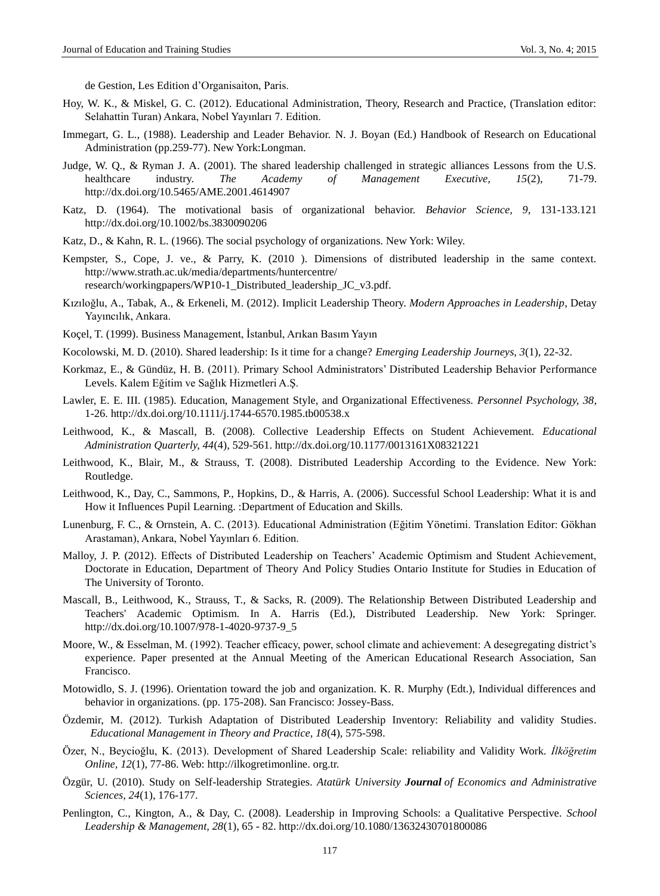de Gestion, Les Edition d'Organisaiton, Paris.

Hoy, W. K., & Miskel, G. C. (2012). Educational Administration, Theory, Research and Practice, (Translation editor: Selahattin Turan) Ankara, Nobel Yayınları 7. Edition.

Immegart, G. L., (1988). Leadership and Leader Behavior. N. J. Boyan (Ed.) Handbook of Research on Educational Administration (pp.259-77). New York:Longman.

Judge, W. Q., & Ryman J. A. (2001). The shared leadership challenged in strategic alliances Lessons from the U.S. healthcare industry. *The Academy of Management Executive, 15*(2), 71-79. http://dx.doi.org/10.5465/AME.2001.4614907

Katz, D. (1964). The motivational basis of organizational behavior. *Behavior Science, 9*, 131-133.121 http://dx.doi.org/10.1002/bs.3830090206

Katz, D., & Kahn, R. L. (1966). The social psychology of organizations. New York: Wiley.

Kempster, S., Cope, J. ve., & Parry, K. (2010 ). Dimensions of distributed leadership in the same context. http://www.strath.ac.uk/media/departments/huntercentre/ research/workingpapers/WP10-1_Distributed_leadership_JC_v3.pdf.

Kızıloğlu, A., Tabak, A., & Erkeneli, M. (2012). Implicit Leadership Theory. *Modern Approaches in Leadership*, Detay Yayıncılık, Ankara.

Koçel, T. (1999). Business Management, İstanbul, Arıkan Basım Yayın

Kocolowski, M. D. (2010). Shared leadership: Is it time for a change? *Emerging Leadership Journeys, 3*(1), 22-32.

Korkmaz, E., & Gündüz, H. B. (2011). Primary School Administrators' Distributed Leadership Behavior Performance Levels. Kalem Eğitim ve Sağlık Hizmetleri A.Ş.

Lawler, E. E. III. (1985). Education, Management Style, and Organizational Effectiveness. *Personnel Psychology, 38*, 1-26. http://dx.doi.org/10.1111/j.1744-6570.1985.tb00538.x

Leithwood, K., & Mascall, B. (2008). Collective Leadership Effects on Student Achievement. *Educational Administration Quarterly, 44*(4), 529-561. http://dx.doi.org/10.1177/0013161X08321221

Leithwood, K., Blair, M., & Strauss, T. (2008). Distributed Leadership According to the Evidence. New York: Routledge.

Leithwood, K., Day, C., Sammons, P., Hopkins, D., & Harris, A. (2006). Successful School Leadership: What it is and How it Influences Pupil Learning. :Department of Education and Skills.

Lunenburg, F. C., & Ornstein, A. C. (2013). Educational Administration (Eğitim Yönetimi. Translation Editor: Gökhan Arastaman), Ankara, Nobel Yayınları 6. Edition.

Malloy, J. P. (2012). Effects of Distributed Leadership on Teachers' Academic Optimism and Student Achievement, Doctorate in Education, Department of Theory And Policy Studies Ontario Institute for Studies in Education of The University of Toronto.

Mascall, B., Leithwood, K., Strauss, T., & Sacks, R. (2009). The Relationship Between Distributed Leadership and Teachers' Academic Optimism. In A. Harris (Ed.), Distributed Leadership. New York: Springer. http://dx.doi.org/10.1007/978-1-4020-9737-9_5

Moore, W., & Esselman, M. (1992). Teacher efficacy, power, school climate and achievement: A desegregating district's experience. Paper presented at the Annual Meeting of the American Educational Research Association, San Francisco.

Motowidlo, S. J. (1996). Orientation toward the job and organization. K. R. Murphy (Edt.), Individual differences and behavior in organizations. (pp. 175-208). San Francisco: Jossey-Bass.

Özdemir, M. (2012). Turkish Adaptation of Distributed Leadership Inventory: Reliability and validity Studies. *Educational Management in Theory and Practice, 18*(4), 575-598.

Özer, N., Beycioğlu, K. (2013). Development of Shared Leadership Scale: reliability and Validity Work. *İlköğretim Online, 12*(1), 77-86. Web: http://ilkogretimonline. org.tr.

Özgür, U. (2010). Study on Self-leadership Strategies. *Atatürk University* ***Journal*** *of Economics and Administrative Sciences, 24*(1), 176-177.

Penlington, C., Kington, A., & Day, C. (2008). Leadership in Improving Schools: a Qualitative Perspective. *School Leadership & Management, 28*(1), 65 - 82. http://dx.doi.org/10.1080/13632430701800086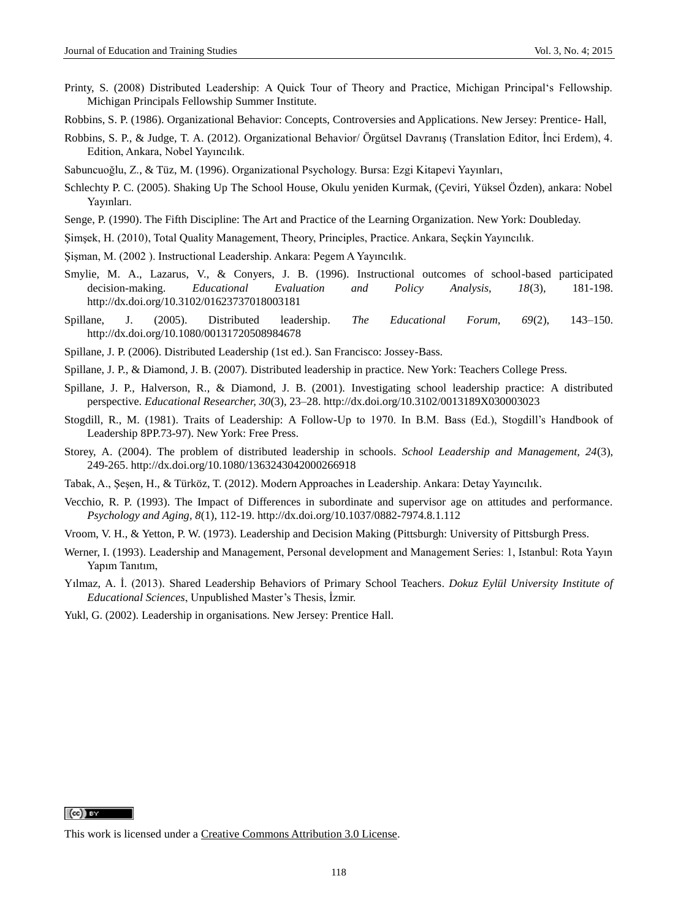Printy, S. (2008) Distributed Leadership: A Quick Tour of Theory and Practice, Michigan Principal's Fellowship. Michigan Principals Fellowship Summer Institute.

Robbins, S. P. (1986). Organizational Behavior: Concepts, Controversies and Applications. New Jersey: Prentice- Hall,

Robbins, S. P., & Judge, T. A. (2012). Organizational Behavior/ Örgütsel Davranış (Translation Editor, İnci Erdem), 4. Edition, Ankara, Nobel Yayıncılık.

Sabuncuoğlu, Z., & Tüz, M. (1996). Organizational Psychology. Bursa: Ezgi Kitapevi Yayınları,

Schlechty P. C. (2005). Shaking Up The School House, Okulu yeniden Kurmak, (Çeviri, Yüksel Özden), ankara: Nobel Yayınları.

Senge, P. (1990). The Fifth Discipline: The Art and Practice of the Learning Organization. New York: Doubleday.

Şimşek, H. (2010), Total Quality Management, Theory, Principles, Practice. Ankara, Seçkin Yayıncılık.

Şişman, M. (2002 ). Instructional Leadership. Ankara: Pegem A Yayıncılık.

Smylie, M. A., Lazarus, V., & Conyers, J. B. (1996). Instructional outcomes of school-based participated decision-making. *Educational Evaluation and Policy Analysis, 18*(3), 181-198. http://dx.doi.org/10.3102/01623737018003181

Spillane, J. (2005). Distributed leadership. *The Educational Forum*, *69*(2), 143–150. http://dx.doi.org/10.1080/00131720508984678

Spillane, J. P. (2006). Distributed Leadership (1st ed.). San Francisco: Jossey-Bass.

Spillane, J. P., & Diamond, J. B. (2007). Distributed leadership in practice. New York: Teachers College Press.

Spillane, J. P., Halverson, R., & Diamond, J. B. (2001). Investigating school leadership practice: A distributed perspective. *Educational Researcher, 30*(3), 23–28. http://dx.doi.org/10.3102/0013189X030003023

Stogdill, R., M. (1981). Traits of Leadership: A Follow-Up to 1970. In B.M. Bass (Ed.), Stogdill's Handbook of Leadership 8PP.73-97). New York: Free Press.

Storey, A. (2004). The problem of distributed leadership in schools. *School Leadership and Management, 24*(3), 249-265. http://dx.doi.org/10.1080/1363243042000266918

Tabak, A., Şeşen, H., & Türköz, T. (2012). Modern Approaches in Leadership. Ankara: Detay Yayıncılık.

Vecchio, R. P. (1993). The Impact of Differences in subordinate and supervisor age on attitudes and performance. *Psychology and Aging, 8*(1), 112-19. http://dx.doi.org/10.1037/0882-7974.8.1.112

Vroom, V. H., & Yetton, P. W. (1973). Leadership and Decision Making (Pittsburgh: University of Pittsburgh Press.

Werner, I. (1993). Leadership and Management, Personal development and Management Series: 1, Istanbul: Rota Yayın Yapım Tanıtım,

Yılmaz, A. İ. (2013). Shared Leadership Behaviors of Primary School Teachers. *Dokuz Eylül University Institute of Educational Sciences*, Unpublished Master's Thesis, İzmir.

Yukl, G. (2002). Leadership in organisations. New Jersey: Prentice Hall.

This work is licensed under a Creative Commons Attribution 3.0 License.